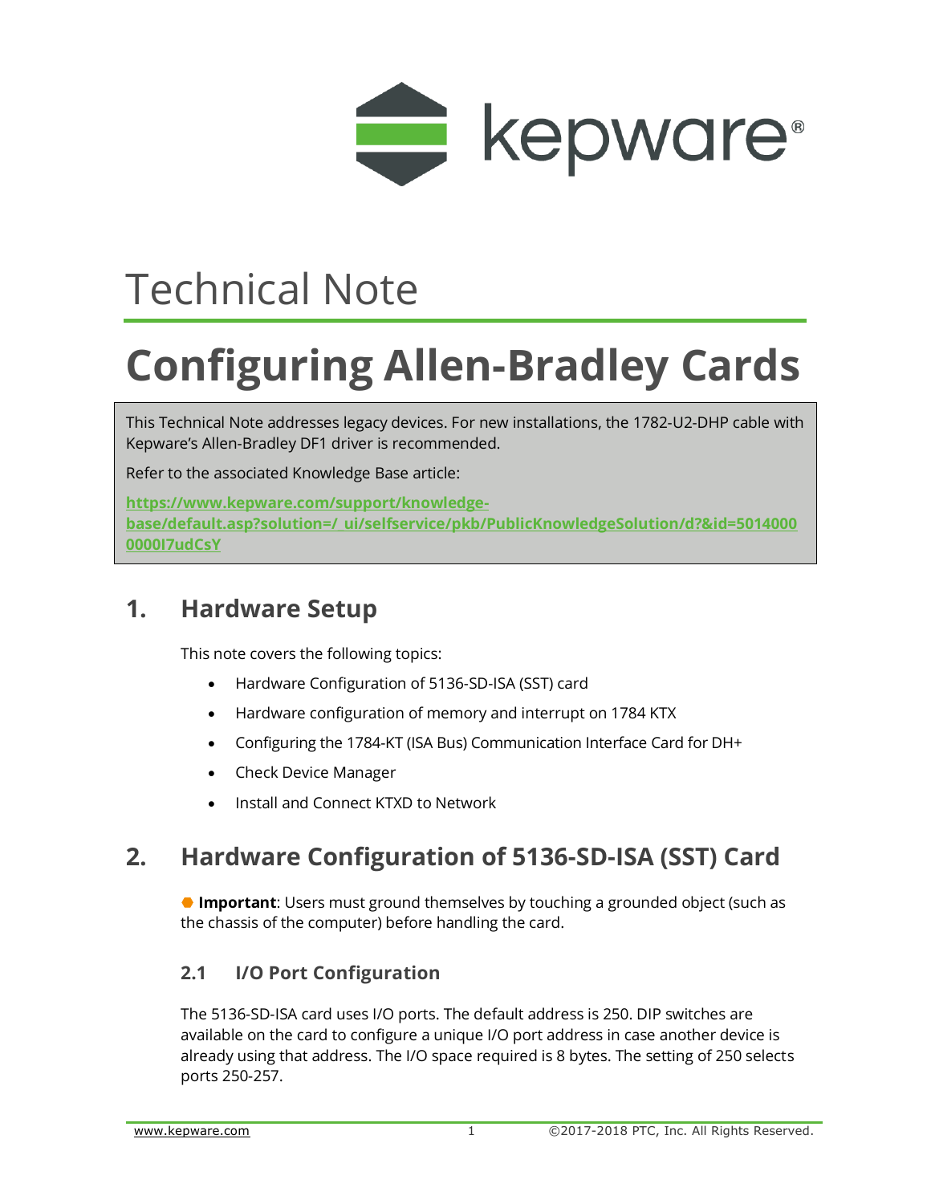Technical Note

# Configuring Allen-Bradley Cards

This Technical Note addresses legacy devices. For new installations, the 1782-U2-DHP cable with Kepware's Allen-Bradley DF1 driver is recommended.

Refer to the associated Knowledge Base article:

**https://www.kepware.com/support/knowledge-base/default.asp?solution=/_ui/selfservice/pkb/PublicKnowledgeSolution/d?&id=50140000000I7udCsY**

## 1. Hardware Setup

This note covers the following topics:

- Hardware Configuration of 5136-SD-ISA (SST) card
- Hardware configuration of memory and interrupt on 1784 KTX
- Configuring the 1784-KT (ISA Bus) Communication Interface Card for DH+
- Check Device Manager
- Install and Connect KTXD to Network

## 2. Hardware Configuration of 5136-SD-ISA (SST) Card

**Important**: Users must ground themselves by touching a grounded object (such as the chassis of the computer) before handling the card.

### 2.1 I/O Port Configuration

The 5136-SD-ISA card uses I/O ports. The default address is 250. DIP switches are available on the card to configure a unique I/O port address in case another device is already using that address. The I/O space required is 8 bytes. The setting of 250 selects ports 250-257.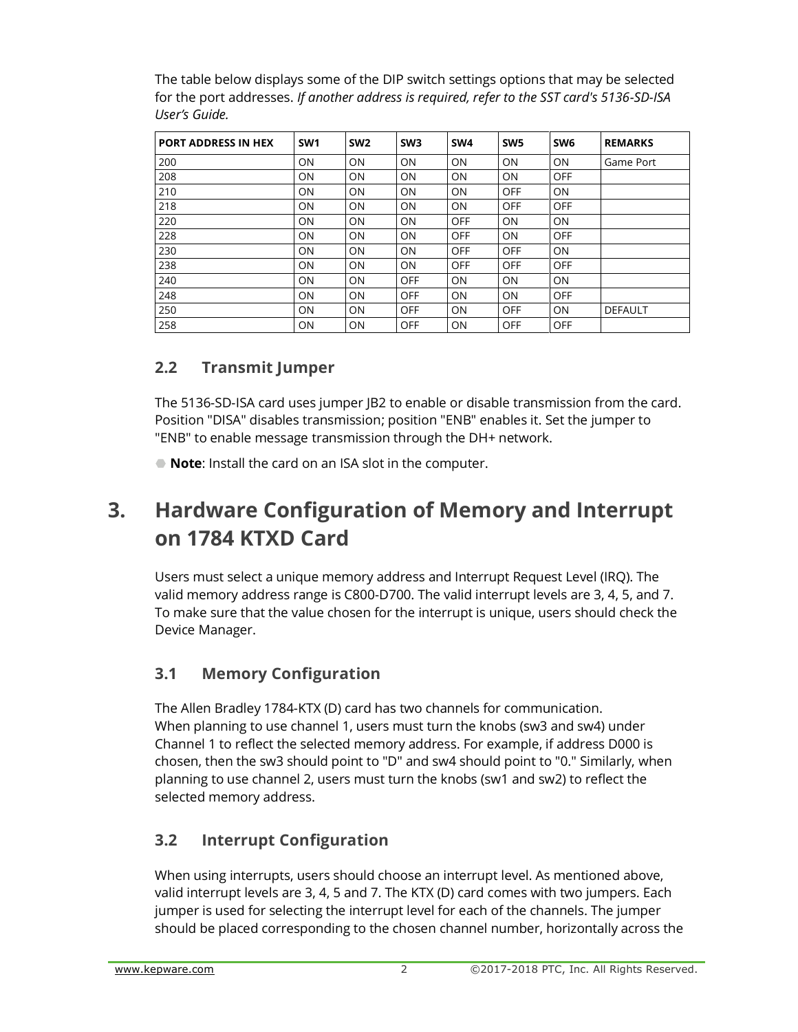The table below displays some of the DIP switch settings options that may be selected for the port addresses. *If another address is required, refer to the SST card's 5136-SD-ISA User's Guide.*

| PORT ADDRESS IN HEX | SW1 | SW2 | SW3 | SW4 | SW5 | SW6 | REMARKS |
|---|---|---|---|---|---|---|---|
| 200 | ON | ON | ON | ON | ON | ON | Game Port |
| 208 | ON | ON | ON | ON | ON | OFF | |
| 210 | ON | ON | ON | ON | OFF | ON | |
| 218 | ON | ON | ON | ON | OFF | OFF | |
| 220 | ON | ON | ON | OFF | ON | ON | |
| 228 | ON | ON | ON | OFF | ON | OFF | |
| 230 | ON | ON | ON | OFF | OFF | ON | |
| 238 | ON | ON | ON | OFF | OFF | OFF | |
| 240 | ON | ON | OFF | ON | ON | ON | |
| 248 | ON | ON | OFF | ON | ON | OFF | |
| 250 | ON | ON | OFF | ON | OFF | ON | DEFAULT |
| 258 | ON | ON | OFF | ON | OFF | OFF | |

## 2.2 Transmit Jumper

The 5136-SD-ISA card uses jumper JB2 to enable or disable transmission from the card. Position "DISA" disables transmission; position "ENB" enables it. Set the jumper to "ENB" to enable message transmission through the DH+ network.

**Note**: Install the card on an ISA slot in the computer.

# 3. Hardware Configuration of Memory and Interrupt on 1784 KTXD Card

Users must select a unique memory address and Interrupt Request Level (IRQ). The valid memory address range is C800-D700. The valid interrupt levels are 3, 4, 5, and 7. To make sure that the value chosen for the interrupt is unique, users should check the Device Manager.

## 3.1 Memory Configuration

The Allen Bradley 1784-KTX (D) card has two channels for communication. When planning to use channel 1, users must turn the knobs (sw3 and sw4) under Channel 1 to reflect the selected memory address. For example, if address D000 is chosen, then the sw3 should point to "D" and sw4 should point to "0." Similarly, when planning to use channel 2, users must turn the knobs (sw1 and sw2) to reflect the selected memory address.

## 3.2 Interrupt Configuration

When using interrupts, users should choose an interrupt level. As mentioned above, valid interrupt levels are 3, 4, 5 and 7. The KTX (D) card comes with two jumpers. Each jumper is used for selecting the interrupt level for each of the channels. The jumper should be placed corresponding to the chosen channel number, horizontally across the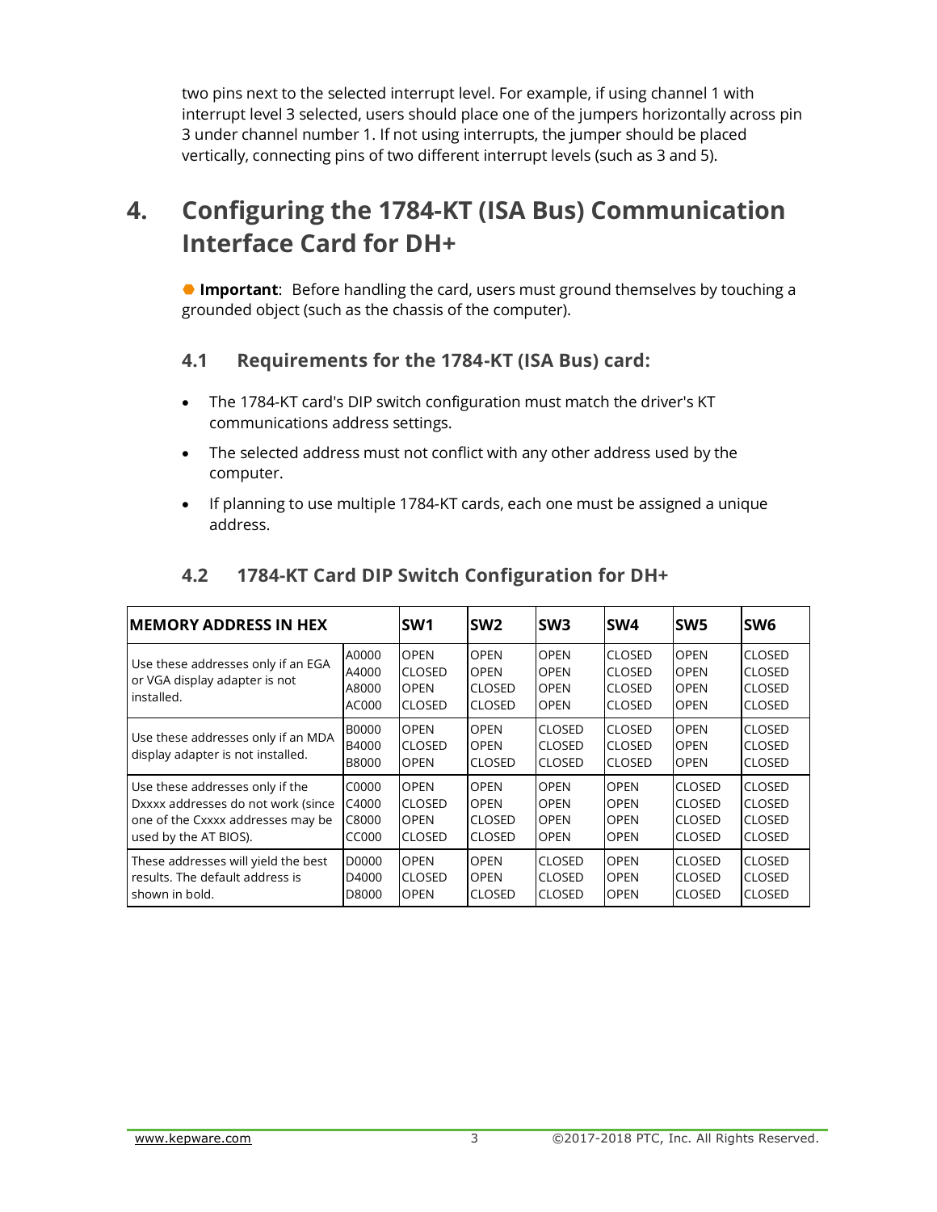two pins next to the selected interrupt level. For example, if using channel 1 with interrupt level 3 selected, users should place one of the jumpers horizontally across pin 3 under channel number 1. If not using interrupts, the jumper should be placed vertically, connecting pins of two different interrupt levels (such as 3 and 5).

# 4. Configuring the 1784-KT (ISA Bus) Communication Interface Card for DH+

**Important**: Before handling the card, users must ground themselves by touching a grounded object (such as the chassis of the computer).

## 4.1 Requirements for the 1784-KT (ISA Bus) card:

- The 1784-KT card's DIP switch configuration must match the driver's KT communications address settings.
- The selected address must not conflict with any other address used by the computer.
- If planning to use multiple 1784-KT cards, each one must be assigned a unique address.

## 4.2 1784-KT Card DIP Switch Configuration for DH+

| MEMORY ADDRESS IN HEX | | SW1 | SW2 | SW3 | SW4 | SW5 | SW6 |
|---|---|---|---|---|---|---|---|
| Use these addresses only if an EGA or VGA display adapter is not installed. | A0000 | OPEN | OPEN | OPEN | CLOSED | OPEN | CLOSED |
| | A4000 | CLOSED | OPEN | OPEN | CLOSED | OPEN | CLOSED |
| | A8000 | OPEN | CLOSED | OPEN | CLOSED | OPEN | CLOSED |
| | AC000 | CLOSED | CLOSED | OPEN | CLOSED | OPEN | CLOSED |
| Use these addresses only if an MDA display adapter is not installed. | B0000 | OPEN | OPEN | CLOSED | CLOSED | OPEN | CLOSED |
| | B4000 | CLOSED | OPEN | CLOSED | CLOSED | OPEN | CLOSED |
| | B8000 | OPEN | CLOSED | CLOSED | CLOSED | OPEN | CLOSED |
| Use these addresses only if the Dxxxx addresses do not work (since one of the Cxxxx addresses may be used by the AT BIOS). | C0000 | OPEN | OPEN | OPEN | OPEN | CLOSED | CLOSED |
| | C4000 | CLOSED | OPEN | OPEN | OPEN | CLOSED | CLOSED |
| | C8000 | OPEN | CLOSED | OPEN | OPEN | CLOSED | CLOSED |
| | CC000 | CLOSED | CLOSED | OPEN | OPEN | CLOSED | CLOSED |
| These addresses will yield the best results. The default address is shown in bold. | D0000 | OPEN | OPEN | CLOSED | OPEN | CLOSED | CLOSED |
| | D4000 | CLOSED | OPEN | CLOSED | OPEN | CLOSED | CLOSED |
| | D8000 | OPEN | CLOSED | CLOSED | OPEN | CLOSED | CLOSED |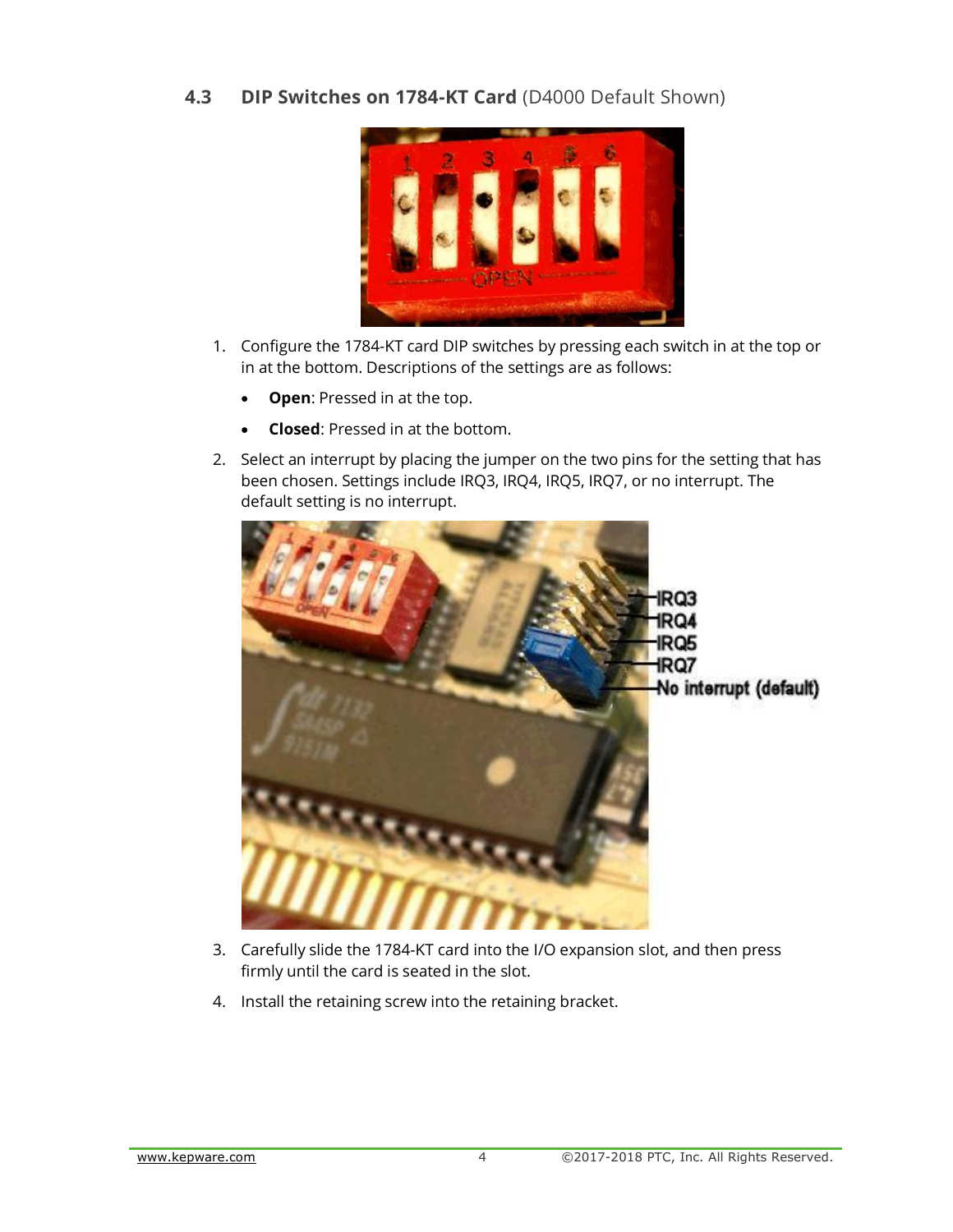### 4.3 DIP Switches on 1784-KT Card (D4000 Default Shown)

1. Configure the 1784-KT card DIP switches by pressing each switch in at the top or in at the bottom. Descriptions of the settings are as follows:
   - **Open**: Pressed in at the top.
   - **Closed**: Pressed in at the bottom.
2. Select an interrupt by placing the jumper on the two pins for the setting that has been chosen. Settings include IRQ3, IRQ4, IRQ5, IRQ7, or no interrupt. The default setting is no interrupt.
3. Carefully slide the 1784-KT card into the I/O expansion slot, and then press firmly until the card is seated in the slot.
4. Install the retaining screw into the retaining bracket.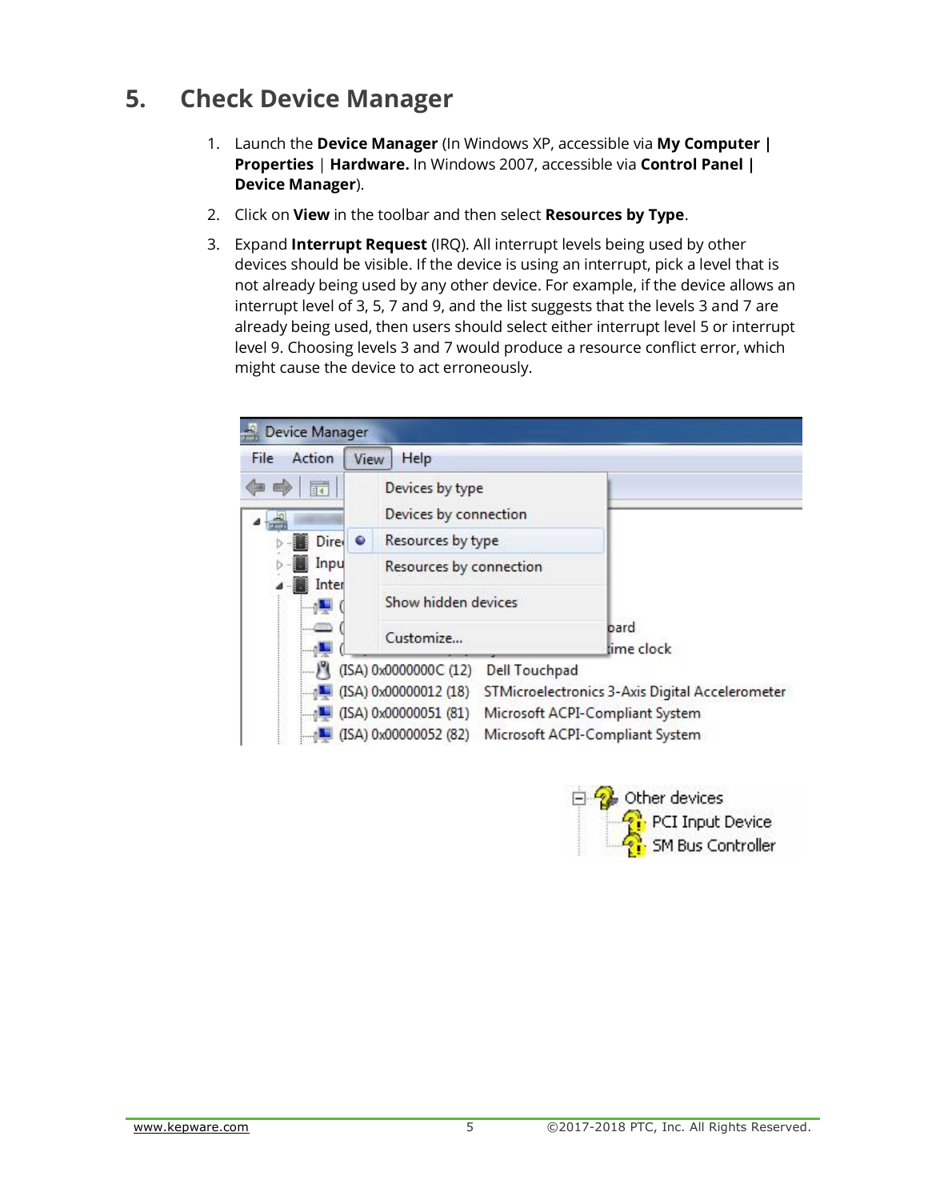# 5. Check Device Manager

1. Launch the **Device Manager** (In Windows XP, accessible via **My Computer | Properties** | **Hardware.** In Windows 2007, accessible via **Control Panel | Device Manager**).
2. Click on **View** in the toolbar and then select **Resources by Type**.
3. Expand **Interrupt Request** (IRQ). All interrupt levels being used by other devices should be visible. If the device is using an interrupt, pick a level that is not already being used by any other device. For example, if the device allows an interrupt level of 3, 5, 7 and 9, and the list suggests that the levels 3 and 7 are already being used, then users should select either interrupt level 5 or interrupt level 9. Choosing levels 3 and 7 would produce a resource conflict error, which might cause the device to act erroneously.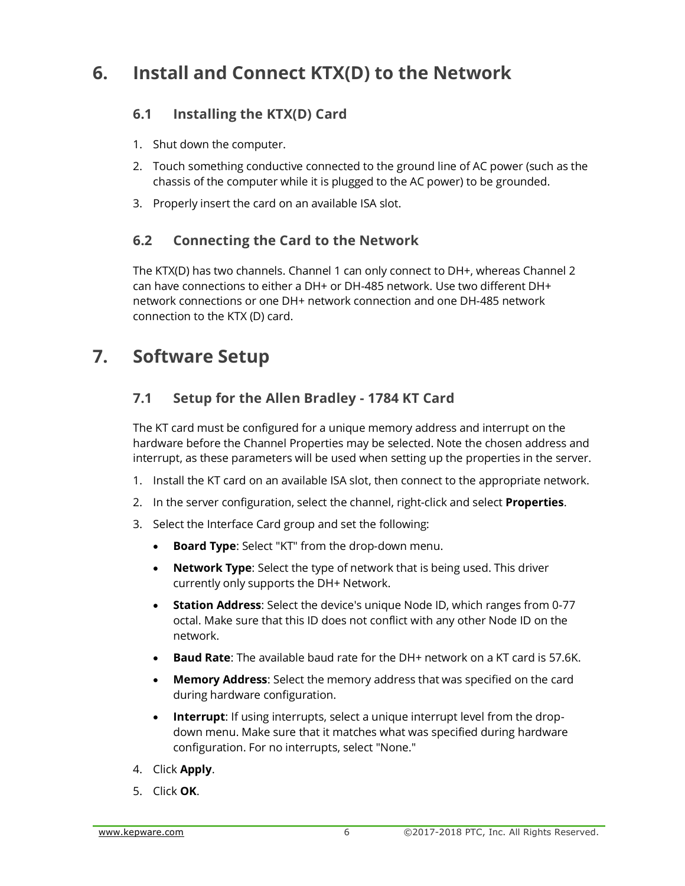# 6. Install and Connect KTX(D) to the Network

## 6.1 Installing the KTX(D) Card

1. Shut down the computer.
2. Touch something conductive connected to the ground line of AC power (such as the chassis of the computer while it is plugged to the AC power) to be grounded.
3. Properly insert the card on an available ISA slot.

## 6.2 Connecting the Card to the Network

The KTX(D) has two channels. Channel 1 can only connect to DH+, whereas Channel 2 can have connections to either a DH+ or DH-485 network. Use two different DH+ network connections or one DH+ network connection and one DH-485 network connection to the KTX (D) card.

# 7. Software Setup

## 7.1 Setup for the Allen Bradley - 1784 KT Card

The KT card must be configured for a unique memory address and interrupt on the hardware before the Channel Properties may be selected. Note the chosen address and interrupt, as these parameters will be used when setting up the properties in the server.

1. Install the KT card on an available ISA slot, then connect to the appropriate network.
2. In the server configuration, select the channel, right-click and select **Properties**.
3. Select the Interface Card group and set the following:
   - **Board Type**: Select "KT" from the drop-down menu.
   - **Network Type**: Select the type of network that is being used. This driver currently only supports the DH+ Network.
   - **Station Address**: Select the device's unique Node ID, which ranges from 0-77 octal. Make sure that this ID does not conflict with any other Node ID on the network.
   - **Baud Rate**: The available baud rate for the DH+ network on a KT card is 57.6K.
   - **Memory Address**: Select the memory address that was specified on the card during hardware configuration.
   - **Interrupt**: If using interrupts, select a unique interrupt level from the drop-down menu. Make sure that it matches what was specified during hardware configuration. For no interrupts, select "None."
4. Click **Apply**.
5. Click **OK**.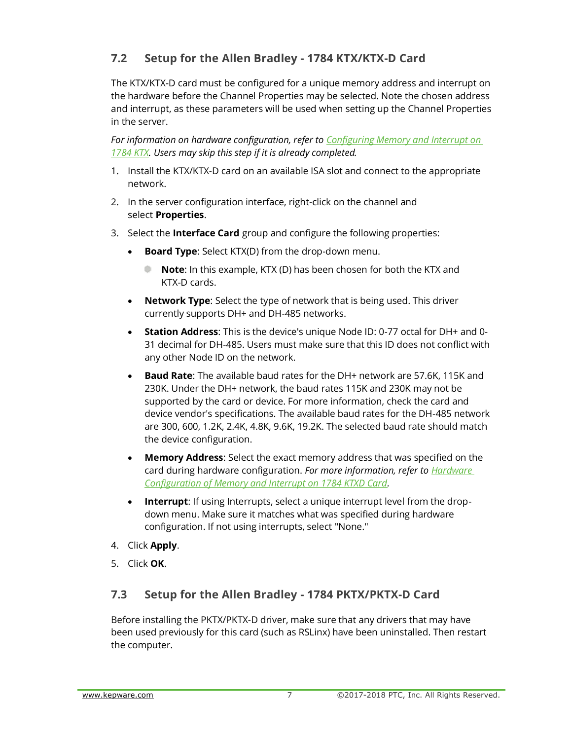## 7.2 Setup for the Allen Bradley - 1784 KTX/KTX-D Card

The KTX/KTX-D card must be configured for a unique memory address and interrupt on the hardware before the Channel Properties may be selected. Note the chosen address and interrupt, as these parameters will be used when setting up the Channel Properties in the server.

*For information on hardware configuration, refer to Configuring Memory and Interrupt on 1784 KTX. Users may skip this step if it is already completed.*

1. Install the KTX/KTX-D card on an available ISA slot and connect to the appropriate network.
2. In the server configuration interface, right-click on the channel and select **Properties**.
3. Select the **Interface Card** group and configure the following properties:
   - **Board Type**: Select KTX(D) from the drop-down menu.
     - **Note**: In this example, KTX (D) has been chosen for both the KTX and KTX-D cards.
   - **Network Type**: Select the type of network that is being used. This driver currently supports DH+ and DH-485 networks.
   - **Station Address**: This is the device's unique Node ID: 0-77 octal for DH+ and 0-31 decimal for DH-485. Users must make sure that this ID does not conflict with any other Node ID on the network.
   - **Baud Rate**: The available baud rates for the DH+ network are 57.6K, 115K and 230K. Under the DH+ network, the baud rates 115K and 230K may not be supported by the card or device. For more information, check the card and device vendor's specifications. The available baud rates for the DH-485 network are 300, 600, 1.2K, 2.4K, 4.8K, 9.6K, 19.2K. The selected baud rate should match the device configuration.
   - **Memory Address**: Select the exact memory address that was specified on the card during hardware configuration. *For more information, refer to Hardware Configuration of Memory and Interrupt on 1784 KTXD Card.*
   - **Interrupt**: If using Interrupts, select a unique interrupt level from the drop-down menu. Make sure it matches what was specified during hardware configuration. If not using interrupts, select "None."
4. Click **Apply**.
5. Click **OK**.

## 7.3 Setup for the Allen Bradley - 1784 PKTX/PKTX-D Card

Before installing the PKTX/PKTX-D driver, make sure that any drivers that may have been used previously for this card (such as RSLinx) have been uninstalled. Then restart the computer.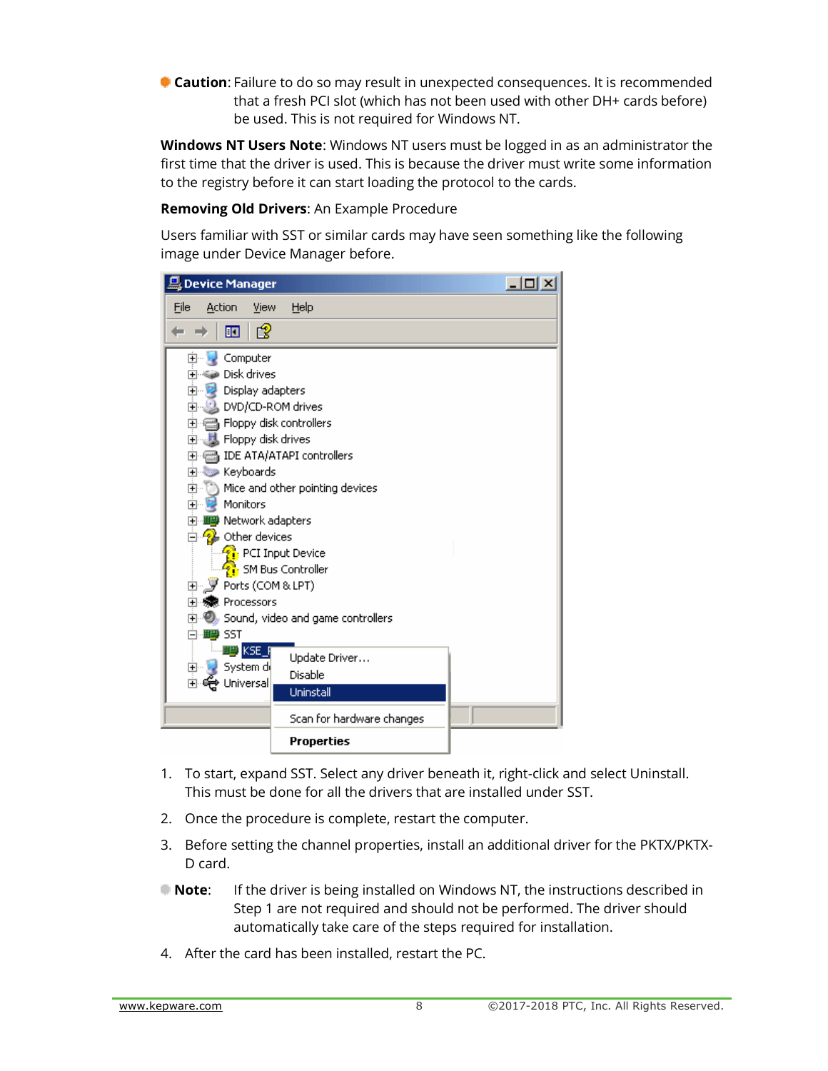**Caution**: Failure to do so may result in unexpected consequences. It is recommended that a fresh PCI slot (which has not been used with other DH+ cards before) be used. This is not required for Windows NT.

**Windows NT Users Note**: Windows NT users must be logged in as an administrator the first time that the driver is used. This is because the driver must write some information to the registry before it can start loading the protocol to the cards.

**Removing Old Drivers**: An Example Procedure

Users familiar with SST or similar cards may have seen something like the following image under Device Manager before.

1. To start, expand SST. Select any driver beneath it, right-click and select Uninstall. This must be done for all the drivers that are installed under SST.
2. Once the procedure is complete, restart the computer.
3. Before setting the channel properties, install an additional driver for the PKTX/PKTX-D card.

**Note**: If the driver is being installed on Windows NT, the instructions described in Step 1 are not required and should not be performed. The driver should automatically take care of the steps required for installation.

4. After the card has been installed, restart the PC.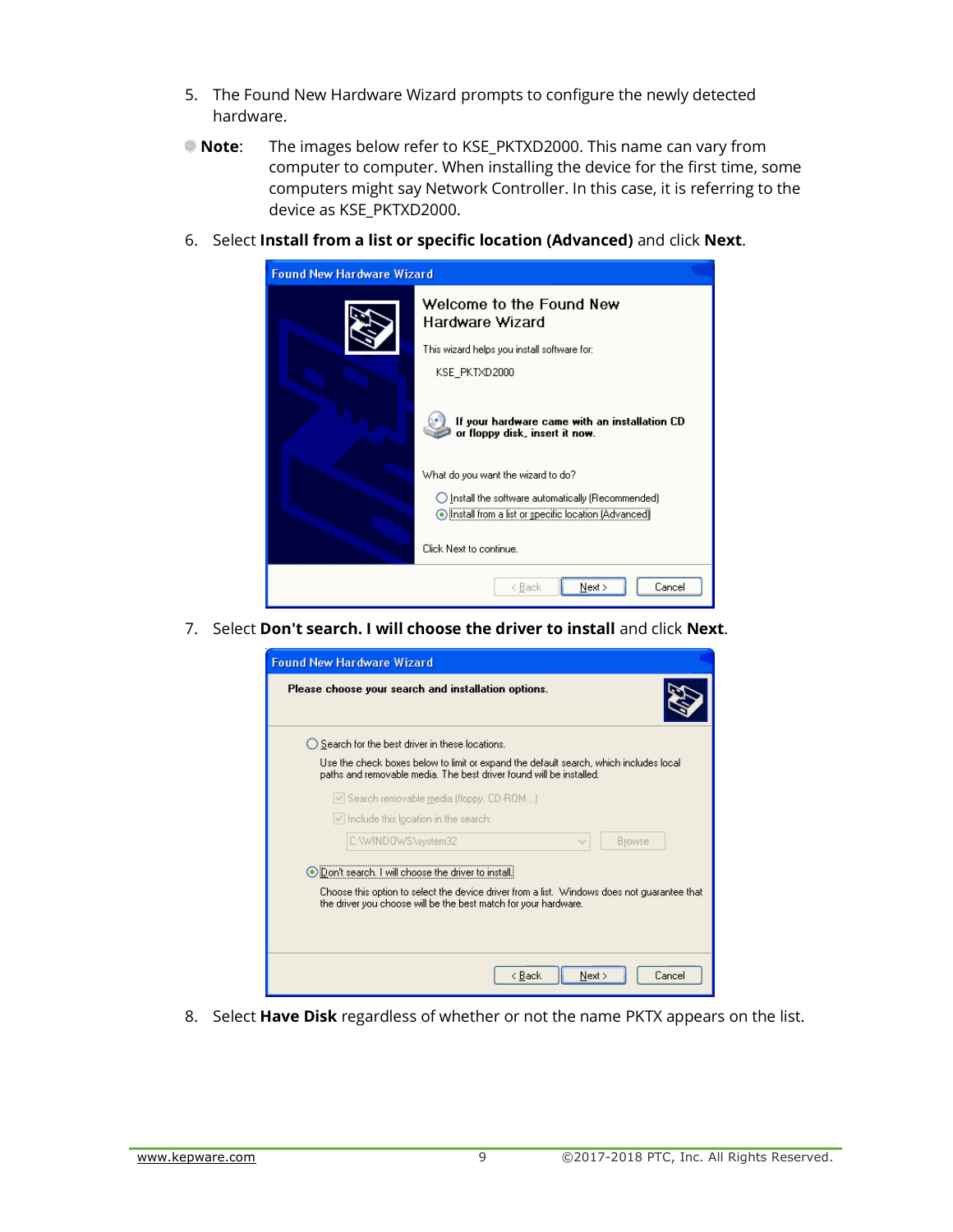5. The Found New Hardware Wizard prompts to configure the newly detected hardware.

**Note**: The images below refer to KSE_PKTXD2000. This name can vary from computer to computer. When installing the device for the first time, some computers might say Network Controller. In this case, it is referring to the device as KSE_PKTXD2000.

6. Select **Install from a list or specific location (Advanced)** and click **Next**.

7. Select **Don't search. I will choose the driver to install** and click **Next**.

8. Select **Have Disk** regardless of whether or not the name PKTX appears on the list.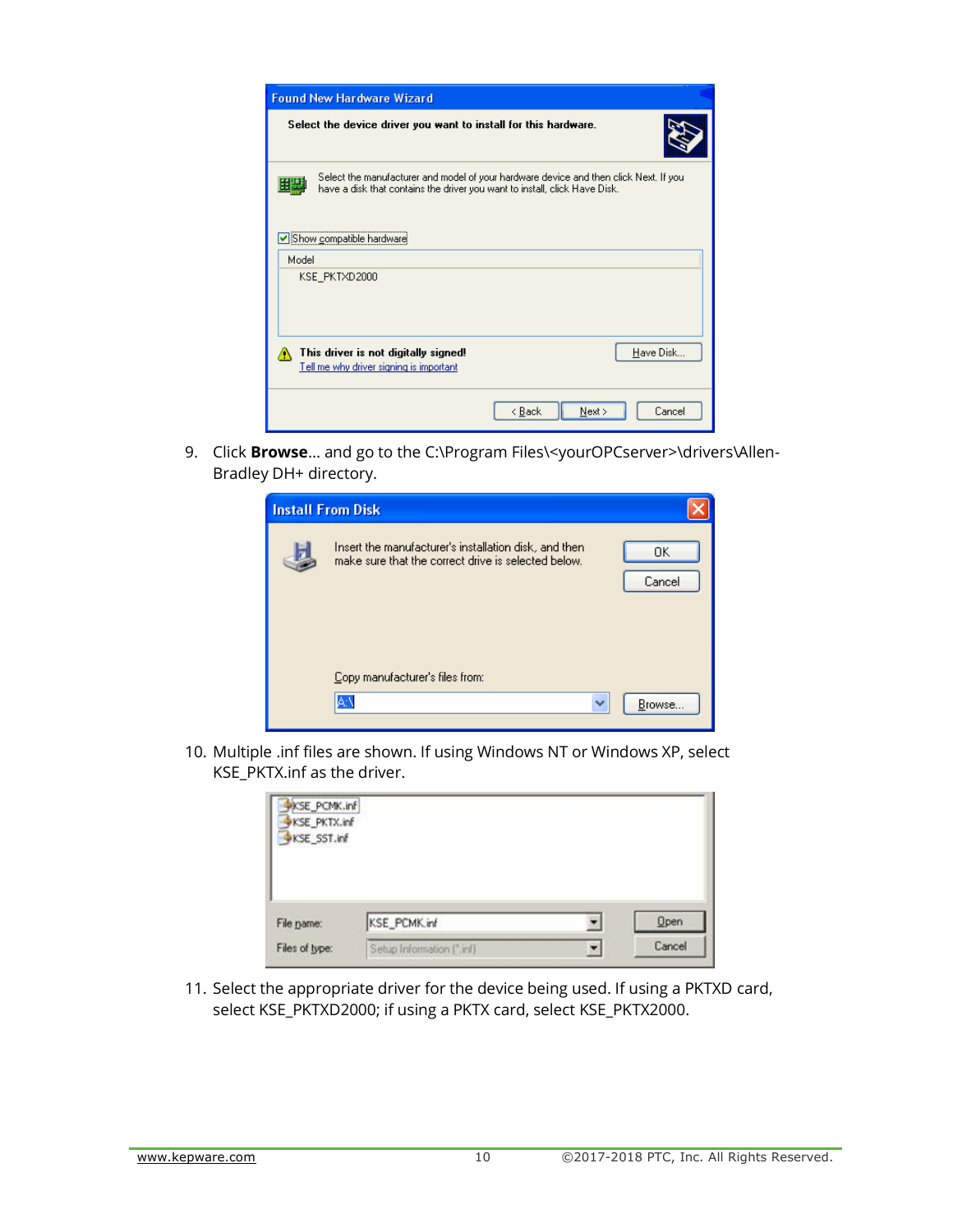9. Click **Browse**... and go to the C:\Program Files\<yourOPCserver>\drivers\Allen-Bradley DH+ directory.

10. Multiple .inf files are shown. If using Windows NT or Windows XP, select KSE_PKTX.inf as the driver.

11. Select the appropriate driver for the device being used. If using a PKTXD card, select KSE_PKTXD2000; if using a PKTX card, select KSE_PKTX2000.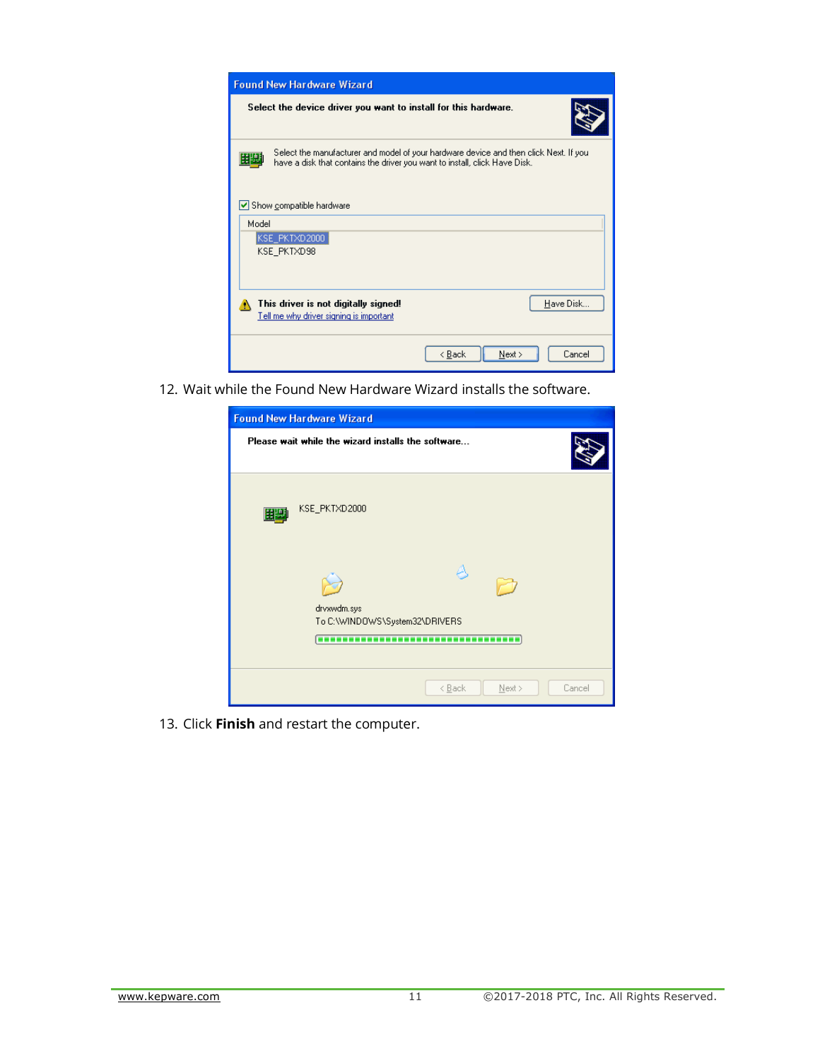12. Wait while the Found New Hardware Wizard installs the software.

13. Click **Finish** and restart the computer.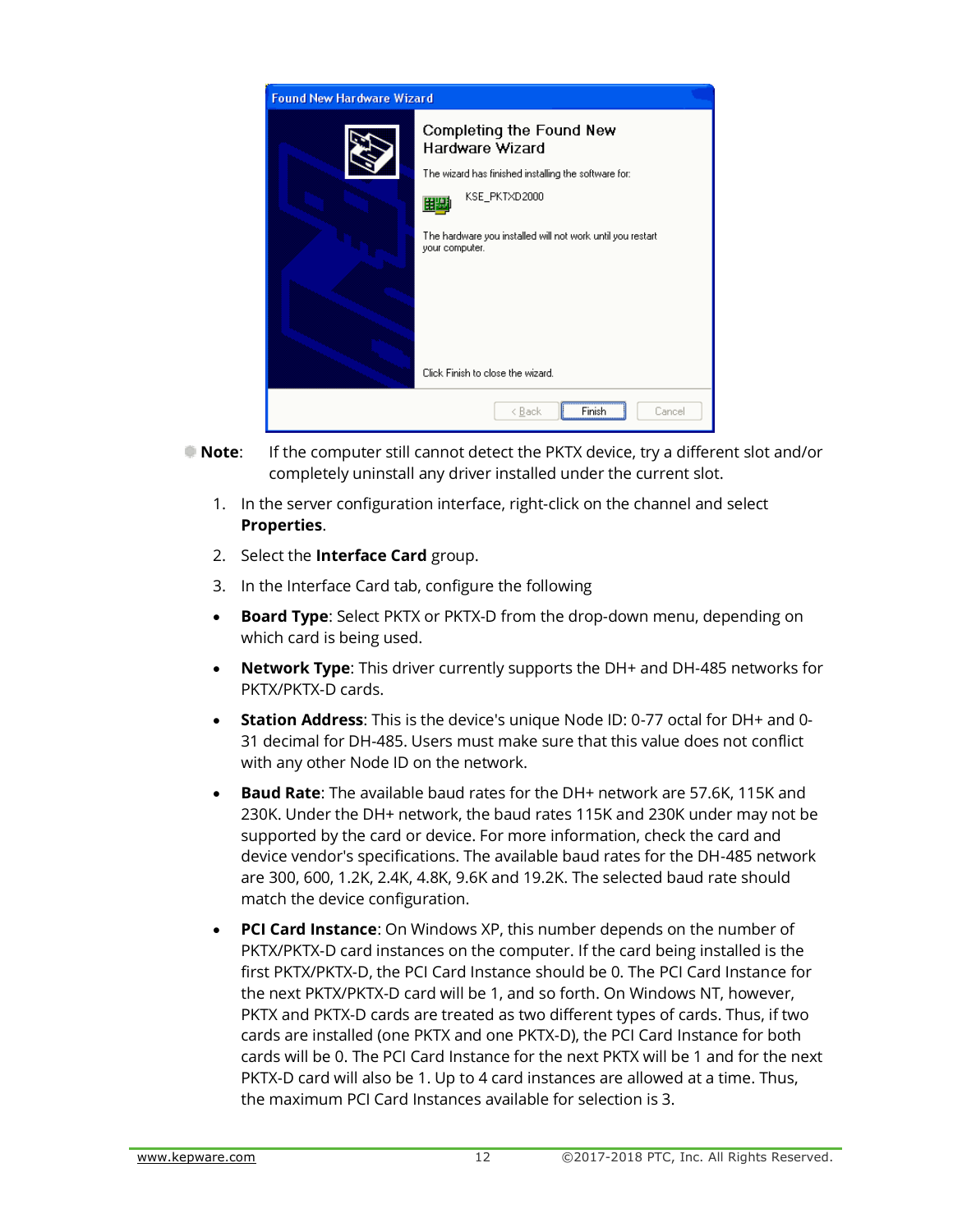**Note**: If the computer still cannot detect the PKTX device, try a different slot and/or completely uninstall any driver installed under the current slot.

1. In the server configuration interface, right-click on the channel and select **Properties**.
2. Select the **Interface Card** group.
3. In the Interface Card tab, configure the following

- **Board Type**: Select PKTX or PKTX-D from the drop-down menu, depending on which card is being used.
- **Network Type**: This driver currently supports the DH+ and DH-485 networks for PKTX/PKTX-D cards.
- **Station Address**: This is the device's unique Node ID: 0-77 octal for DH+ and 0-31 decimal for DH-485. Users must make sure that this value does not conflict with any other Node ID on the network.
- **Baud Rate**: The available baud rates for the DH+ network are 57.6K, 115K and 230K. Under the DH+ network, the baud rates 115K and 230K under may not be supported by the card or device. For more information, check the card and device vendor's specifications. The available baud rates for the DH-485 network are 300, 600, 1.2K, 2.4K, 4.8K, 9.6K and 19.2K. The selected baud rate should match the device configuration.
- **PCI Card Instance**: On Windows XP, this number depends on the number of PKTX/PKTX-D card instances on the computer. If the card being installed is the first PKTX/PKTX-D, the PCI Card Instance should be 0. The PCI Card Instance for the next PKTX/PKTX-D card will be 1, and so forth. On Windows NT, however, PKTX and PKTX-D cards are treated as two different types of cards. Thus, if two cards are installed (one PKTX and one PKTX-D), the PCI Card Instance for both cards will be 0. The PCI Card Instance for the next PKTX will be 1 and for the next PKTX-D card will also be 1. Up to 4 card instances are allowed at a time. Thus, the maximum PCI Card Instances available for selection is 3.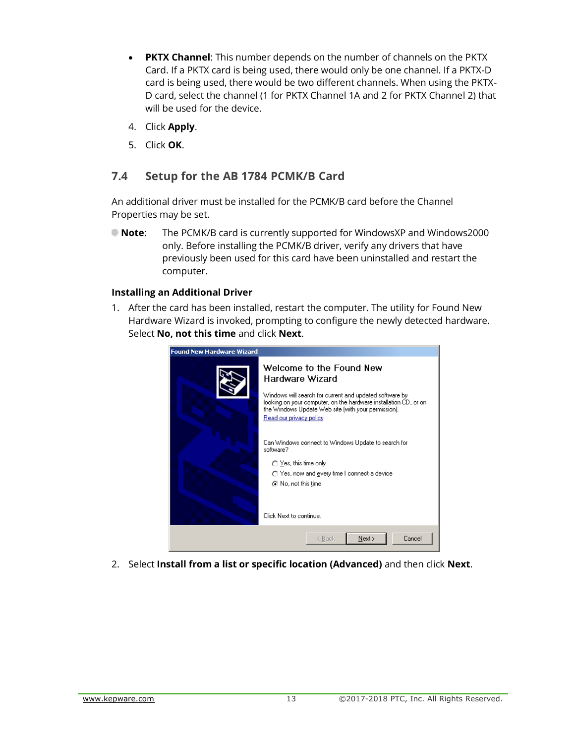- **PKTX Channel**: This number depends on the number of channels on the PKTX Card. If a PKTX card is being used, there would only be one channel. If a PKTX-D card is being used, there would be two different channels. When using the PKTX-D card, select the channel (1 for PKTX Channel 1A and 2 for PKTX Channel 2) that will be used for the device.

4. Click **Apply**.
5. Click **OK**.

## 7.4 Setup for the AB 1784 PCMK/B Card

An additional driver must be installed for the PCMK/B card before the Channel Properties may be set.

**Note**: The PCMK/B card is currently supported for WindowsXP and Windows2000 only. Before installing the PCMK/B driver, verify any drivers that have previously been used for this card have been uninstalled and restart the computer.

**Installing an Additional Driver**

1. After the card has been installed, restart the computer. The utility for Found New Hardware Wizard is invoked, prompting to configure the newly detected hardware. Select **No, not this time** and click **Next**.

2. Select **Install from a list or specific location (Advanced)** and then click **Next**.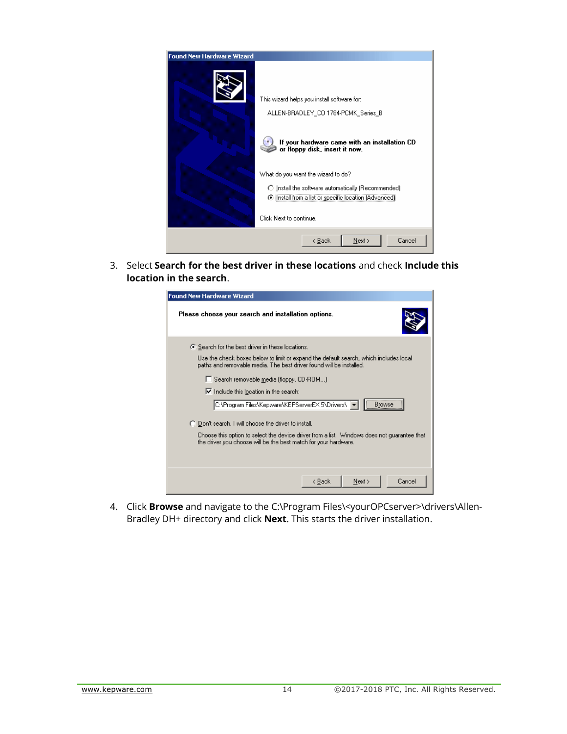3. Select **Search for the best driver in these locations** and check **Include this location in the search**.

4. Click **Browse** and navigate to the C:\Program Files\<yourOPCserver>\drivers\Allen-Bradley DH+ directory and click **Next**. This starts the driver installation.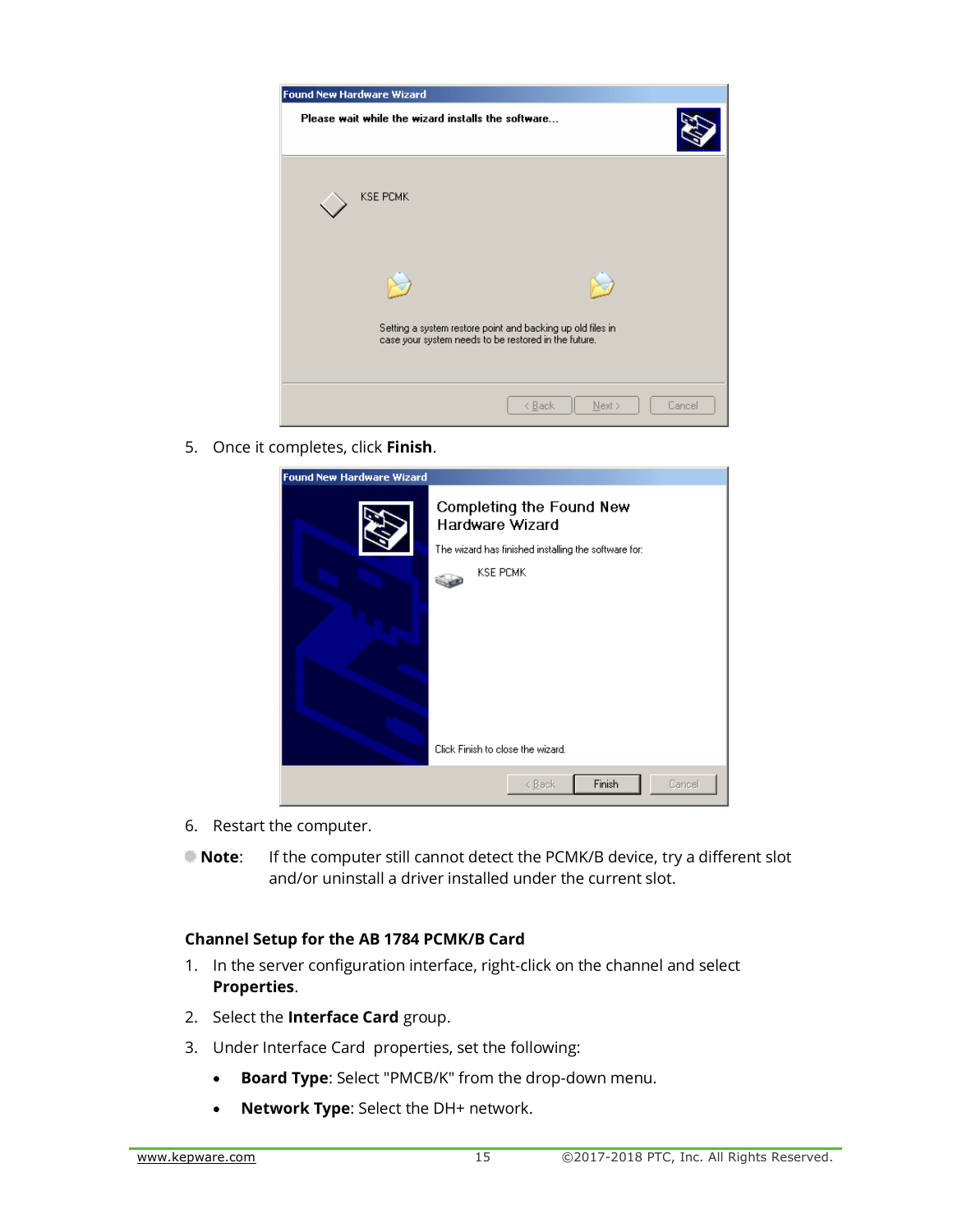5. Once it completes, click **Finish**.

6. Restart the computer.

**Note**: If the computer still cannot detect the PCMK/B device, try a different slot and/or uninstall a driver installed under the current slot.

### Channel Setup for the AB 1784 PCMK/B Card

1. In the server configuration interface, right-click on the channel and select **Properties**.
2. Select the **Interface Card** group.
3. Under Interface Card properties, set the following:
   - **Board Type**: Select "PMCB/K" from the drop-down menu.
   - **Network Type**: Select the DH+ network.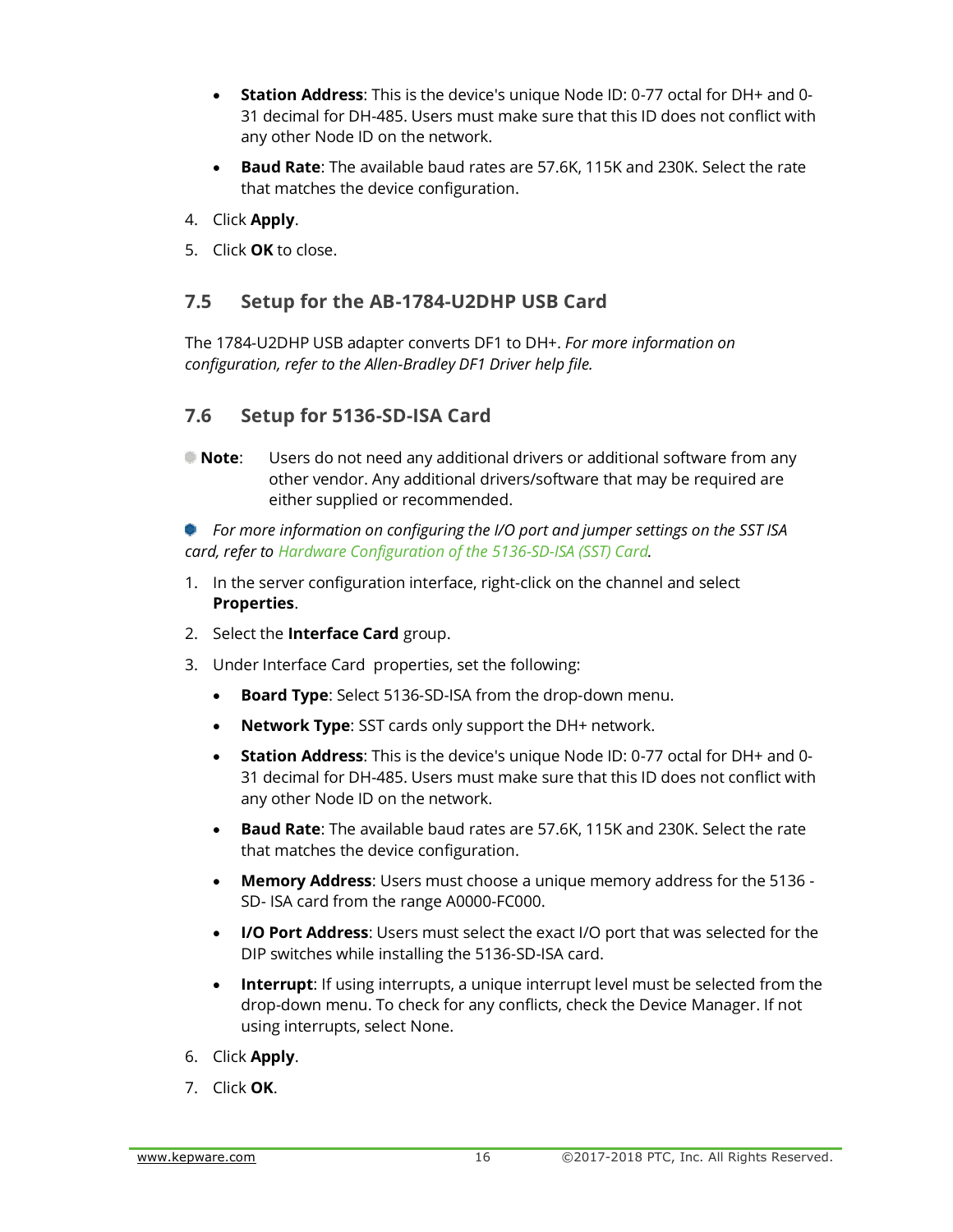- **Station Address**: This is the device's unique Node ID: 0-77 octal for DH+ and 0-31 decimal for DH-485. Users must make sure that this ID does not conflict with any other Node ID on the network.
- **Baud Rate**: The available baud rates are 57.6K, 115K and 230K. Select the rate that matches the device configuration.

4. Click **Apply**.
5. Click **OK** to close.

## 7.5 Setup for the AB-1784-U2DHP USB Card

The 1784-U2DHP USB adapter converts DF1 to DH+. *For more information on configuration, refer to the Allen-Bradley DF1 Driver help file.*

## 7.6 Setup for 5136-SD-ISA Card

**Note**: Users do not need any additional drivers or additional software from any other vendor. Any additional drivers/software that may be required are either supplied or recommended.

*For more information on configuring the I/O port and jumper settings on the SST ISA card, refer to Hardware Configuration of the 5136-SD-ISA (SST) Card.*

1. In the server configuration interface, right-click on the channel and select **Properties**.
2. Select the **Interface Card** group.
3. Under Interface Card properties, set the following:
   - **Board Type**: Select 5136-SD-ISA from the drop-down menu.
   - **Network Type**: SST cards only support the DH+ network.
   - **Station Address**: This is the device's unique Node ID: 0-77 octal for DH+ and 0-31 decimal for DH-485. Users must make sure that this ID does not conflict with any other Node ID on the network.
   - **Baud Rate**: The available baud rates are 57.6K, 115K and 230K. Select the rate that matches the device configuration.
   - **Memory Address**: Users must choose a unique memory address for the 5136 - SD- ISA card from the range A0000-FC000.
   - **I/O Port Address**: Users must select the exact I/O port that was selected for the DIP switches while installing the 5136-SD-ISA card.
   - **Interrupt**: If using interrupts, a unique interrupt level must be selected from the drop-down menu. To check for any conflicts, check the Device Manager. If not using interrupts, select None.
6. Click **Apply**.
7. Click **OK**.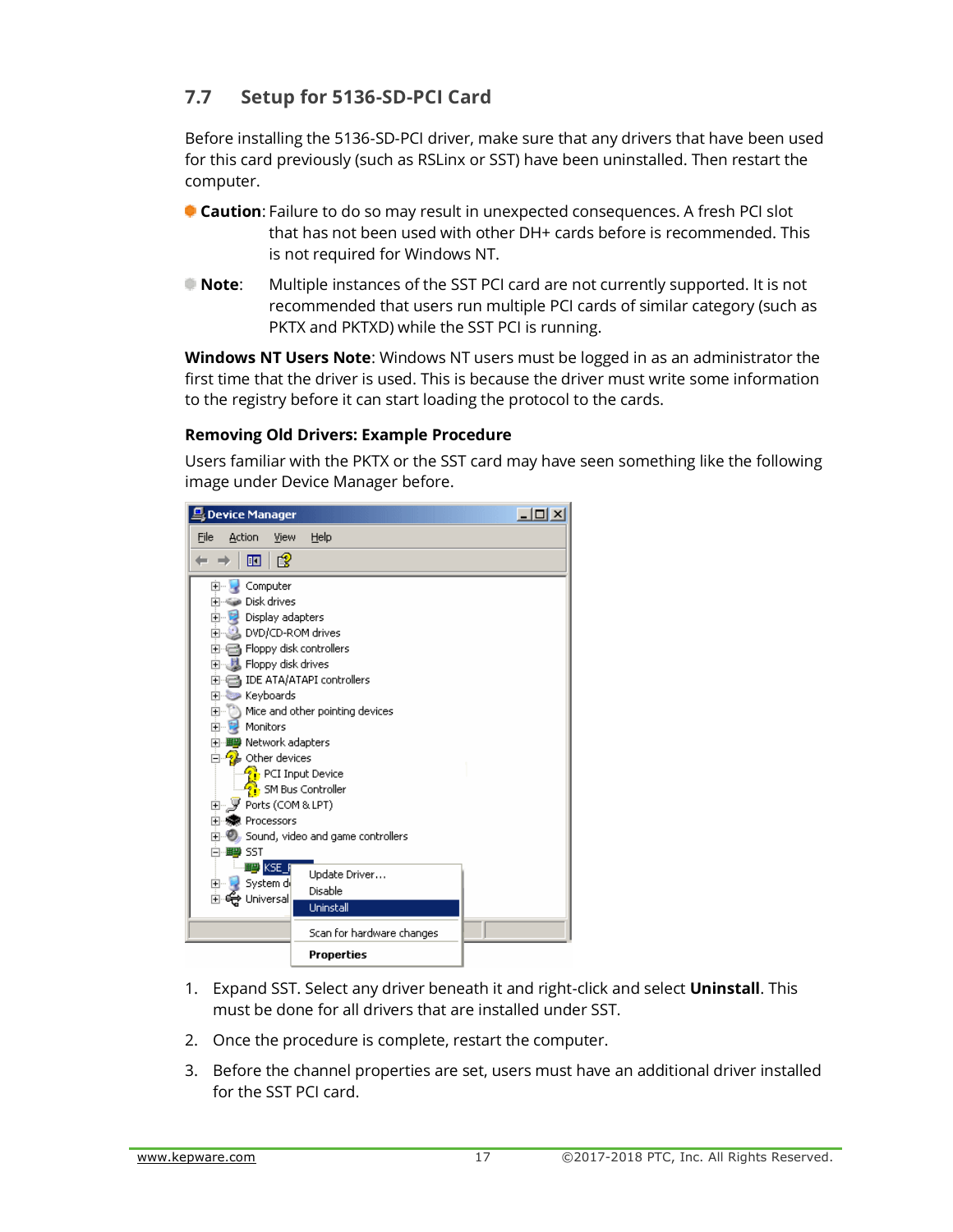## 7.7 Setup for 5136-SD-PCI Card

Before installing the 5136-SD-PCI driver, make sure that any drivers that have been used for this card previously (such as RSLinx or SST) have been uninstalled. Then restart the computer.

**Caution**: Failure to do so may result in unexpected consequences. A fresh PCI slot that has not been used with other DH+ cards before is recommended. This is not required for Windows NT.

**Note**: Multiple instances of the SST PCI card are not currently supported. It is not recommended that users run multiple PCI cards of similar category (such as PKTX and PKTXD) while the SST PCI is running.

**Windows NT Users Note**: Windows NT users must be logged in as an administrator the first time that the driver is used. This is because the driver must write some information to the registry before it can start loading the protocol to the cards.

### Removing Old Drivers: Example Procedure

Users familiar with the PKTX or the SST card may have seen something like the following image under Device Manager before.

1. Expand SST. Select any driver beneath it and right-click and select **Uninstall**. This must be done for all drivers that are installed under SST.
2. Once the procedure is complete, restart the computer.
3. Before the channel properties are set, users must have an additional driver installed for the SST PCI card.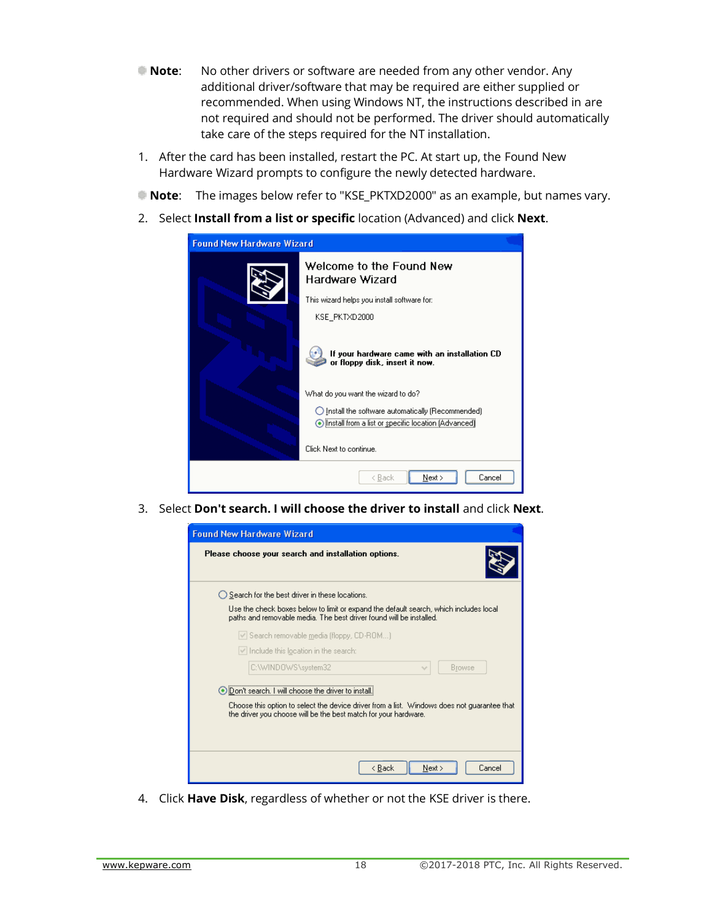**Note**: No other drivers or software are needed from any other vendor. Any additional driver/software that may be required are either supplied or recommended. When using Windows NT, the instructions described in are not required and should not be performed. The driver should automatically take care of the steps required for the NT installation.

1. After the card has been installed, restart the PC. At start up, the Found New Hardware Wizard prompts to configure the newly detected hardware.

**Note**: The images below refer to "KSE_PKTXD2000" as an example, but names vary.

2. Select **Install from a list or specific** location (Advanced) and click **Next**.

3. Select **Don't search. I will choose the driver to install** and click **Next**.

4. Click **Have Disk**, regardless of whether or not the KSE driver is there.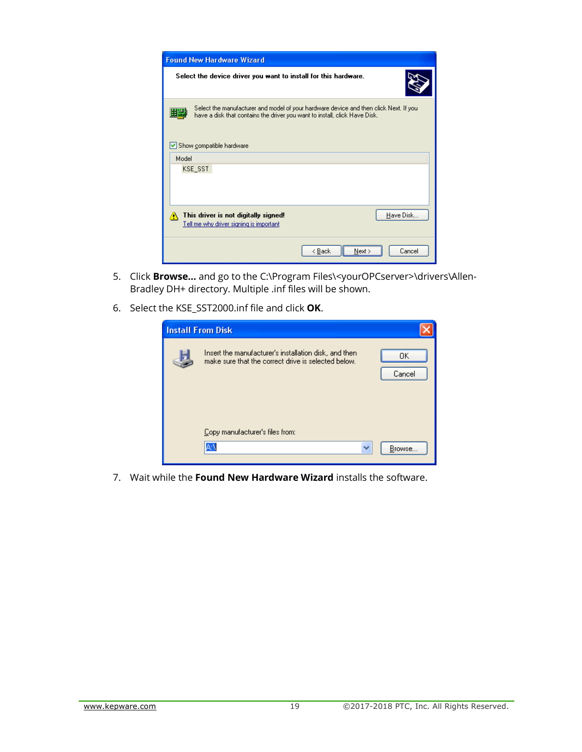5. Click **Browse...** and go to the C:\Program Files\<yourOPCserver>\drivers\Allen-Bradley DH+ directory. Multiple .inf files will be shown.
6. Select the KSE_SST2000.inf file and click **OK**.
7. Wait while the **Found New Hardware Wizard** installs the software.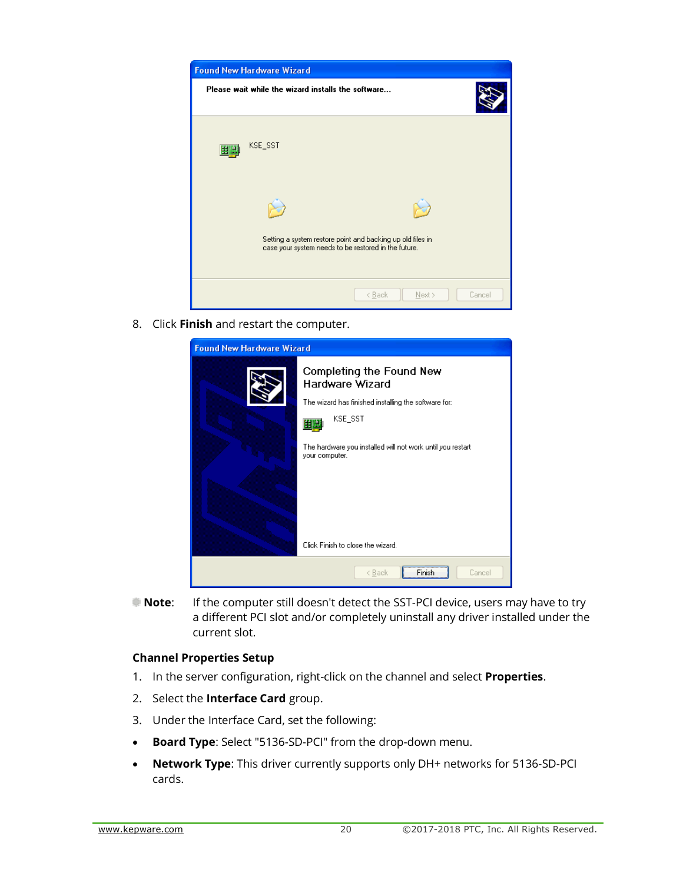8. Click **Finish** and restart the computer.

**Note**: If the computer still doesn't detect the SST-PCI device, users may have to try a different PCI slot and/or completely uninstall any driver installed under the current slot.

### Channel Properties Setup

1. In the server configuration, right-click on the channel and select **Properties**.
2. Select the **Interface Card** group.
3. Under the Interface Card, set the following:

- **Board Type**: Select "5136-SD-PCI" from the drop-down menu.
- **Network Type**: This driver currently supports only DH+ networks for 5136-SD-PCI cards.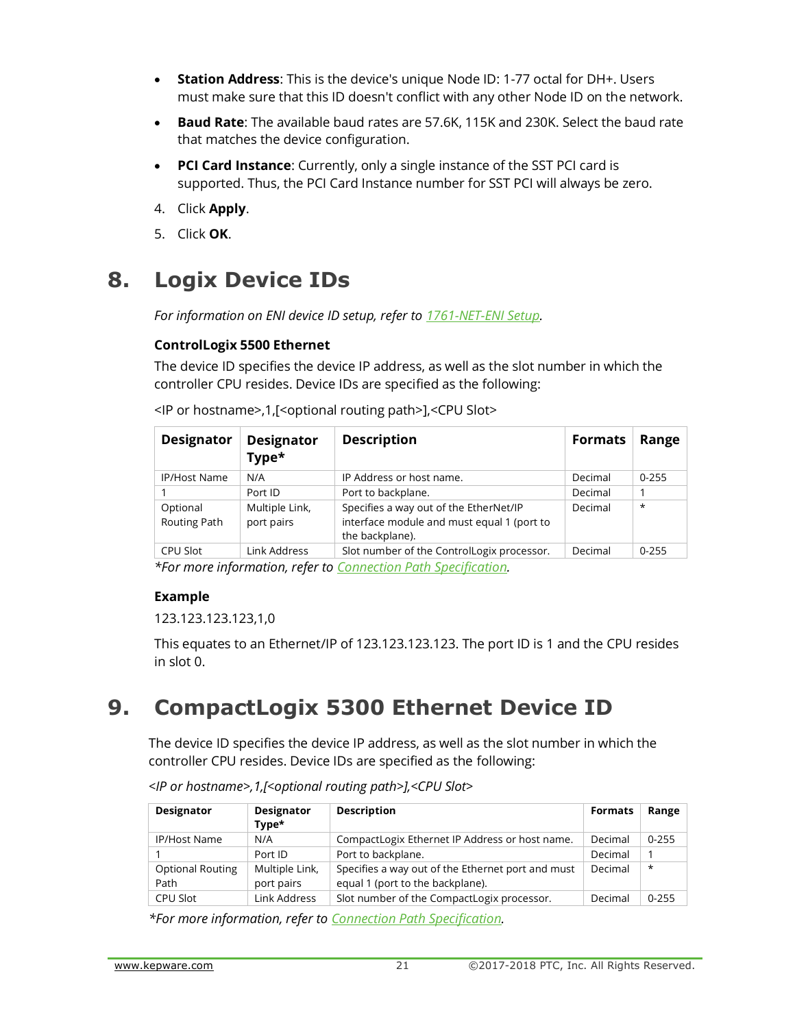- **Station Address**: This is the device's unique Node ID: 1-77 octal for DH+. Users must make sure that this ID doesn't conflict with any other Node ID on the network.
- **Baud Rate**: The available baud rates are 57.6K, 115K and 230K. Select the baud rate that matches the device configuration.
- **PCI Card Instance**: Currently, only a single instance of the SST PCI card is supported. Thus, the PCI Card Instance number for SST PCI will always be zero.

4. Click **Apply**.
5. Click **OK**.

# 8. Logix Device IDs

*For information on ENI device ID setup, refer to 1761-NET-ENI Setup.*

### ControlLogix 5500 Ethernet

The device ID specifies the device IP address, as well as the slot number in which the controller CPU resides. Device IDs are specified as the following:

<IP or hostname>,1,[<optional routing path>],<CPU Slot>

| Designator | Designator Type* | Description | Formats | Range |
|---|---|---|---|---|
| IP/Host Name | N/A | IP Address or host name. | Decimal | 0-255 |
| 1 | Port ID | Port to backplane. | Decimal | 1 |
| Optional Routing Path | Multiple Link, port pairs | Specifies a way out of the EtherNet/IP interface module and must equal 1 (port to the backplane). | Decimal | * |
| CPU Slot | Link Address | Slot number of the ControlLogix processor. | Decimal | 0-255 |

*\*For more information, refer to Connection Path Specification.*

### Example

123.123.123.123,1,0

This equates to an Ethernet/IP of 123.123.123.123. The port ID is 1 and the CPU resides in slot 0.

# 9. CompactLogix 5300 Ethernet Device ID

The device ID specifies the device IP address, as well as the slot number in which the controller CPU resides. Device IDs are specified as the following:

*<IP or hostname>,1,[<optional routing path>],<CPU Slot>*

| Designator | Designator Type* | Description | Formats | Range |
|---|---|---|---|---|
| IP/Host Name | N/A | CompactLogix Ethernet IP Address or host name. | Decimal | 0-255 |
| 1 | Port ID | Port to backplane. | Decimal | 1 |
| Optional Routing Path | Multiple Link, port pairs | Specifies a way out of the Ethernet port and must equal 1 (port to the backplane). | Decimal | * |
| CPU Slot | Link Address | Slot number of the CompactLogix processor. | Decimal | 0-255 |

*\*For more information, refer to Connection Path Specification.*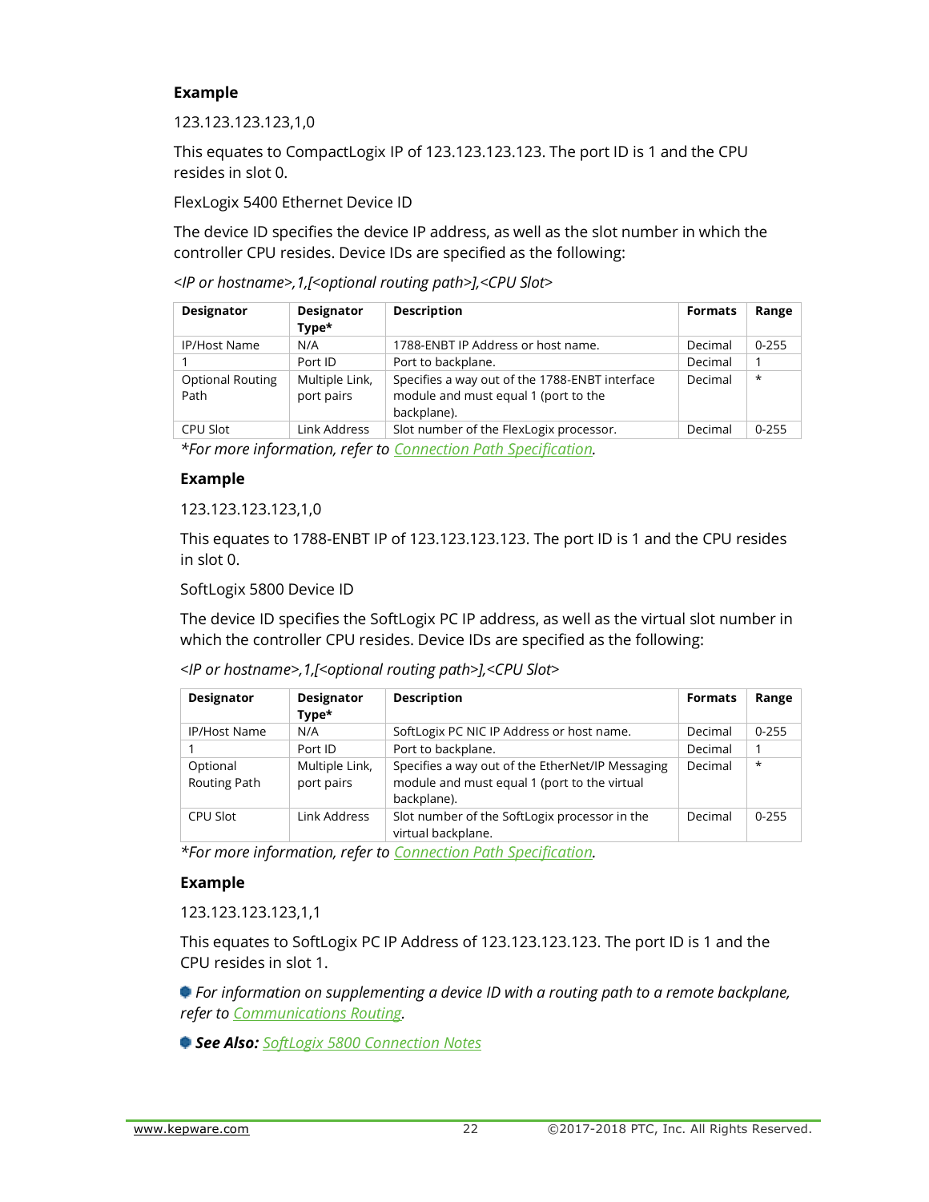**Example**

123.123.123.123,1,0

This equates to CompactLogix IP of 123.123.123.123. The port ID is 1 and the CPU resides in slot 0.

FlexLogix 5400 Ethernet Device ID

The device ID specifies the device IP address, as well as the slot number in which the controller CPU resides. Device IDs are specified as the following:

*<IP or hostname>,1,[<optional routing path>],<CPU Slot>*

| Designator | Designator Type* | Description | Formats | Range |
|---|---|---|---|---|
| IP/Host Name | N/A | 1788-ENBT IP Address or host name. | Decimal | 0-255 |
| 1 | Port ID | Port to backplane. | Decimal | 1 |
| Optional Routing Path | Multiple Link, port pairs | Specifies a way out of the 1788-ENBT interface module and must equal 1 (port to the backplane). | Decimal | * |
| CPU Slot | Link Address | Slot number of the FlexLogix processor. | Decimal | 0-255 |

*\*For more information, refer to Connection Path Specification.*

**Example**

123.123.123.123,1,0

This equates to 1788-ENBT IP of 123.123.123.123. The port ID is 1 and the CPU resides in slot 0.

SoftLogix 5800 Device ID

The device ID specifies the SoftLogix PC IP address, as well as the virtual slot number in which the controller CPU resides. Device IDs are specified as the following:

*<IP or hostname>,1,[<optional routing path>],<CPU Slot>*

| Designator | Designator Type* | Description | Formats | Range |
|---|---|---|---|---|
| IP/Host Name | N/A | SoftLogix PC NIC IP Address or host name. | Decimal | 0-255 |
| 1 | Port ID | Port to backplane. | Decimal | 1 |
| Optional Routing Path | Multiple Link, port pairs | Specifies a way out of the EtherNet/IP Messaging module and must equal 1 (port to the virtual backplane). | Decimal | * |
| CPU Slot | Link Address | Slot number of the SoftLogix processor in the virtual backplane. | Decimal | 0-255 |

*\*For more information, refer to Connection Path Specification.*

**Example**

123.123.123.123,1,1

This equates to SoftLogix PC IP Address of 123.123.123.123. The port ID is 1 and the CPU resides in slot 1.

*For information on supplementing a device ID with a routing path to a remote backplane, refer to Communications Routing.*

***See Also:*** *SoftLogix 5800 Connection Notes*